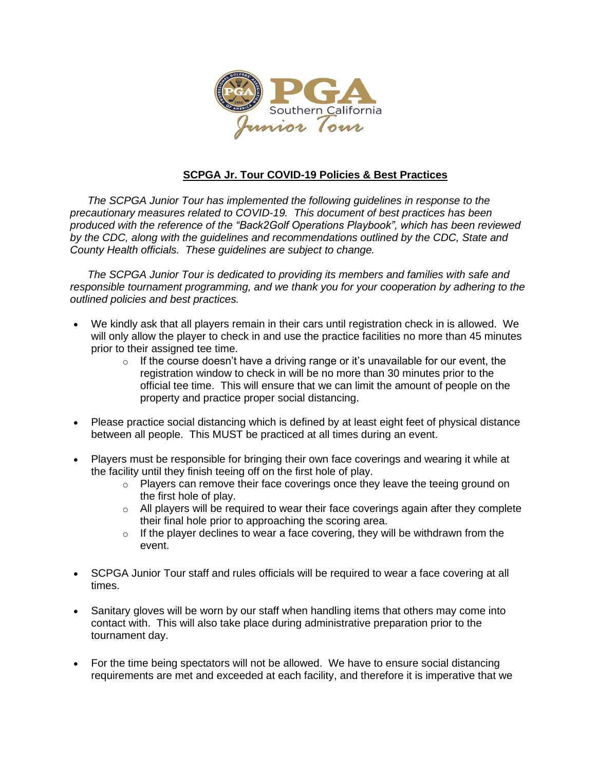## **SCPGA Jr. Tour COVID-19 Policies & Best Practices**

*The SCPGA Junior Tour has implemented the following guidelines in response to the precautionary measures related to COVID-19. This document of best practices has been produced with the reference of the "Back2Golf Operations Playbook", which has been reviewed by the CDC, along with the guidelines and recommendations outlined by the CDC, State and County Health officials. These guidelines are subject to change.*

*The SCPGA Junior Tour is dedicated to providing its members and families with safe and responsible tournament programming, and we thank you for your cooperation by adhering to the outlined policies and best practices.*

- We kindly ask that all players remain in their cars until registration check in is allowed. We will only allow the player to check in and use the practice facilities no more than 45 minutes prior to their assigned tee time.
    - If the course doesn't have a driving range or it's unavailable for our event, the registration window to check in will be no more than 30 minutes prior to the official tee time. This will ensure that we can limit the amount of people on the property and practice proper social distancing.
- Please practice social distancing which is defined by at least eight feet of physical distance between all people. This MUST be practiced at all times during an event.
- Players must be responsible for bringing their own face coverings and wearing it while at the facility until they finish teeing off on the first hole of play.
    - Players can remove their face coverings once they leave the teeing ground on the first hole of play.
    - All players will be required to wear their face coverings again after they complete their final hole prior to approaching the scoring area.
    - If the player declines to wear a face covering, they will be withdrawn from the event.
- SCPGA Junior Tour staff and rules officials will be required to wear a face covering at all times.
- Sanitary gloves will be worn by our staff when handling items that others may come into contact with. This will also take place during administrative preparation prior to the tournament day.
- For the time being spectators will not be allowed. We have to ensure social distancing requirements are met and exceeded at each facility, and therefore it is imperative that we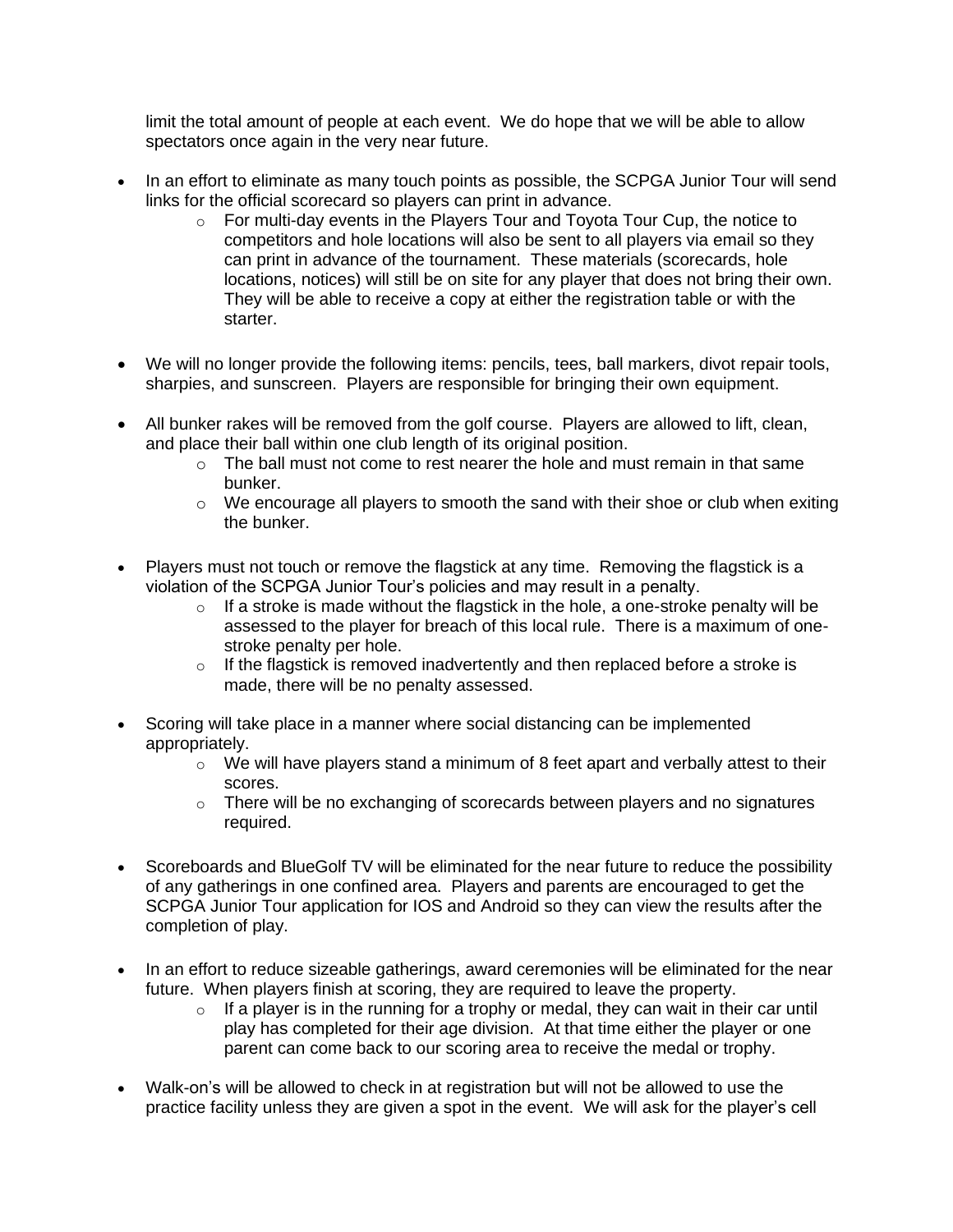limit the total amount of people at each event. We do hope that we will be able to allow spectators once again in the very near future.

- In an effort to eliminate as many touch points as possible, the SCPGA Junior Tour will send links for the official scorecard so players can print in advance.
    - For multi-day events in the Players Tour and Toyota Tour Cup, the notice to competitors and hole locations will also be sent to all players via email so they can print in advance of the tournament. These materials (scorecards, hole locations, notices) will still be on site for any player that does not bring their own. They will be able to receive a copy at either the registration table or with the starter.

- We will no longer provide the following items: pencils, tees, ball markers, divot repair tools, sharpies, and sunscreen. Players are responsible for bringing their own equipment.

- All bunker rakes will be removed from the golf course. Players are allowed to lift, clean, and place their ball within one club length of its original position.
    - The ball must not come to rest nearer the hole and must remain in that same bunker.
    - We encourage all players to smooth the sand with their shoe or club when exiting the bunker.

- Players must not touch or remove the flagstick at any time. Removing the flagstick is a violation of the SCPGA Junior Tour's policies and may result in a penalty.
    - If a stroke is made without the flagstick in the hole, a one-stroke penalty will be assessed to the player for breach of this local rule. There is a maximum of one-stroke penalty per hole.
    - If the flagstick is removed inadvertently and then replaced before a stroke is made, there will be no penalty assessed.

- Scoring will take place in a manner where social distancing can be implemented appropriately.
    - We will have players stand a minimum of 8 feet apart and verbally attest to their scores.
    - There will be no exchanging of scorecards between players and no signatures required.

- Scoreboards and BlueGolf TV will be eliminated for the near future to reduce the possibility of any gatherings in one confined area. Players and parents are encouraged to get the SCPGA Junior Tour application for IOS and Android so they can view the results after the completion of play.

- In an effort to reduce sizeable gatherings, award ceremonies will be eliminated for the near future. When players finish at scoring, they are required to leave the property.
    - If a player is in the running for a trophy or medal, they can wait in their car until play has completed for their age division. At that time either the player or one parent can come back to our scoring area to receive the medal or trophy.

- Walk-on's will be allowed to check in at registration but will not be allowed to use the practice facility unless they are given a spot in the event. We will ask for the player's cell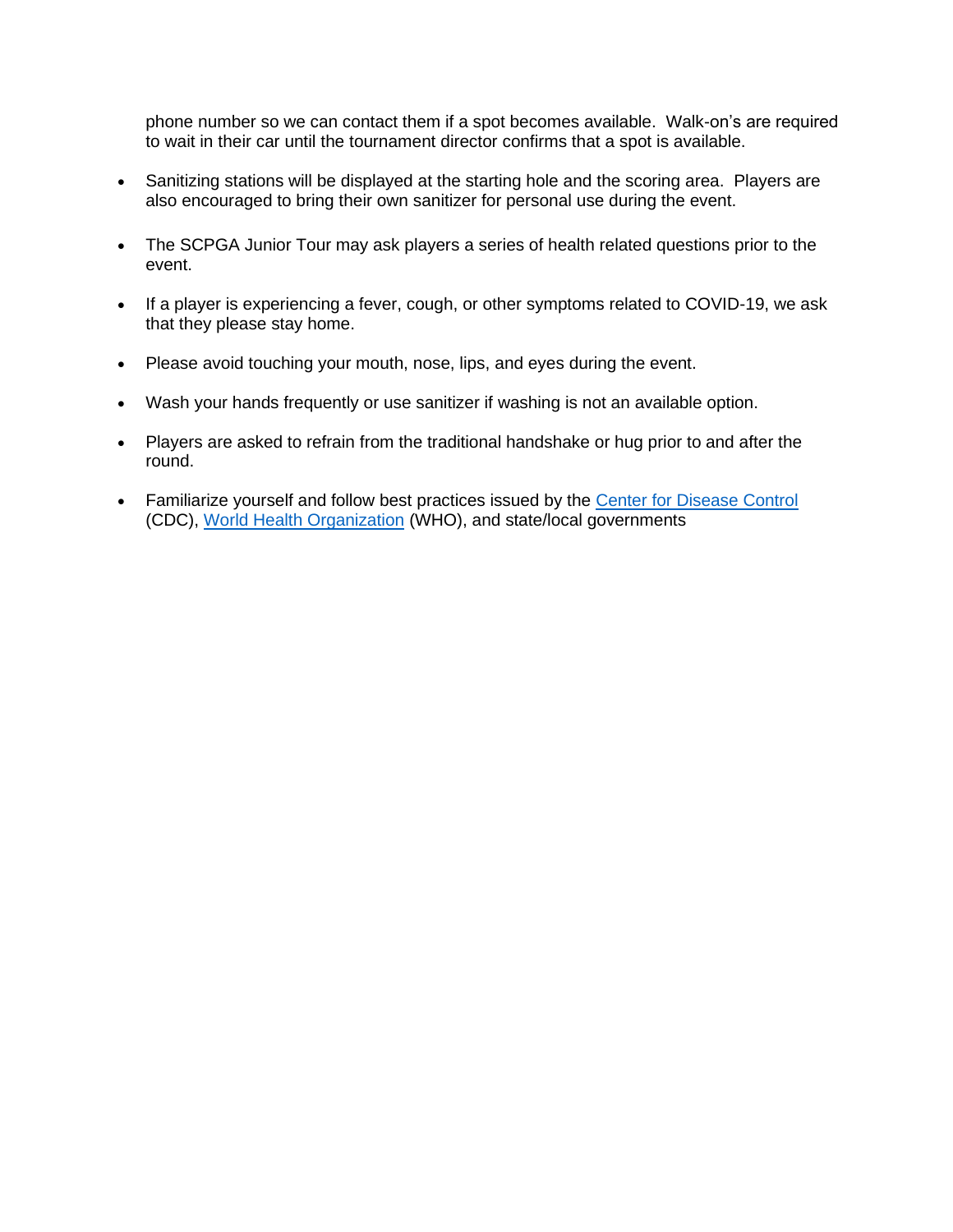phone number so we can contact them if a spot becomes available. Walk-on's are required to wait in their car until the tournament director confirms that a spot is available.

- Sanitizing stations will be displayed at the starting hole and the scoring area. Players are also encouraged to bring their own sanitizer for personal use during the event.

- The SCPGA Junior Tour may ask players a series of health related questions prior to the event.

- If a player is experiencing a fever, cough, or other symptoms related to COVID-19, we ask that they please stay home.

- Please avoid touching your mouth, nose, lips, and eyes during the event.

- Wash your hands frequently or use sanitizer if washing is not an available option.

- Players are asked to refrain from the traditional handshake or hug prior to and after the round.

- Familiarize yourself and follow best practices issued by the Center for Disease Control (CDC), World Health Organization (WHO), and state/local governments